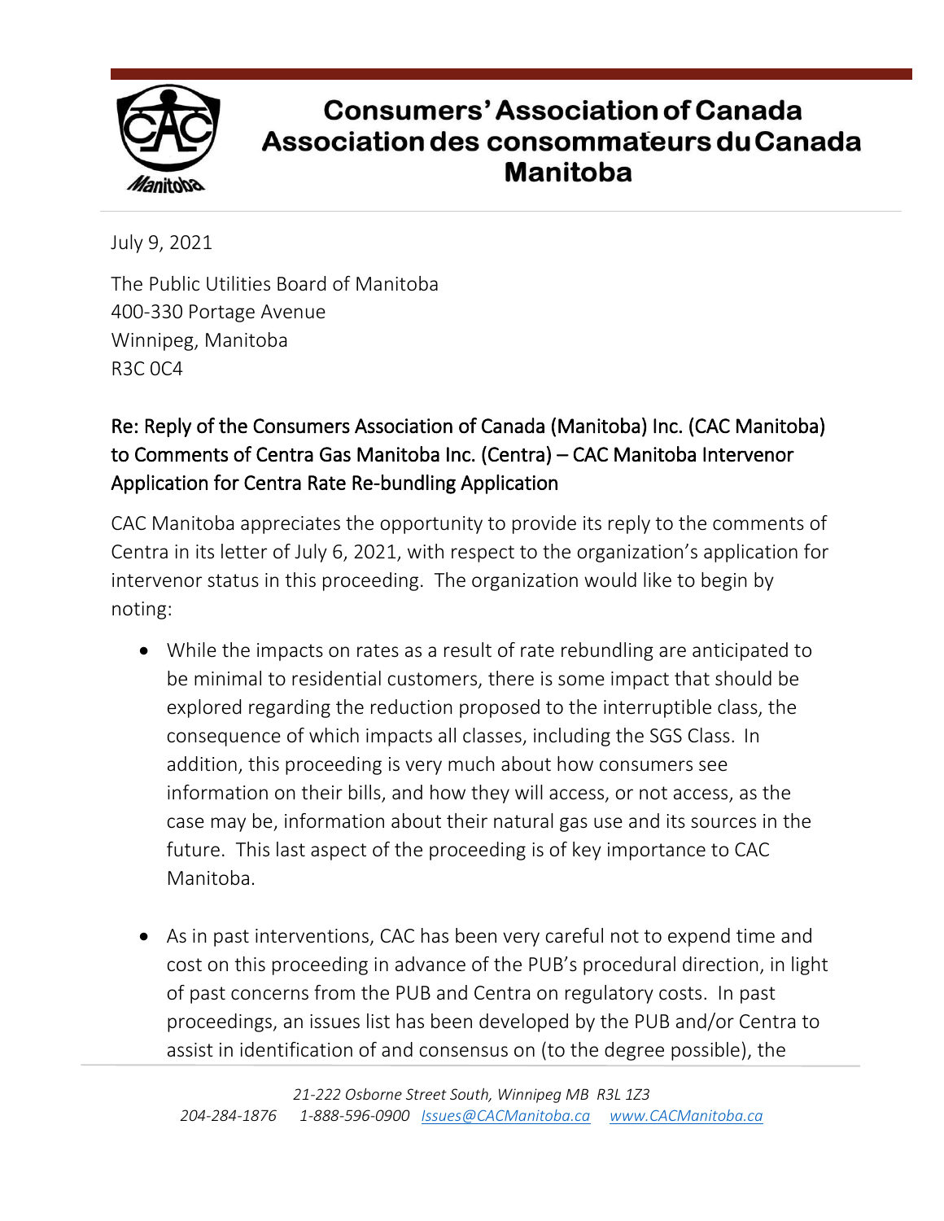# Consumers' Association of Canada
# Association des consommateurs du Canada
# Manitoba

July 9, 2021

The Public Utilities Board of Manitoba
400-330 Portage Avenue
Winnipeg, Manitoba
R3C 0C4

## Re: Reply of the Consumers Association of Canada (Manitoba) Inc. (CAC Manitoba) to Comments of Centra Gas Manitoba Inc. (Centra) – CAC Manitoba Intervenor Application for Centra Rate Re-bundling Application

CAC Manitoba appreciates the opportunity to provide its reply to the comments of Centra in its letter of July 6, 2021, with respect to the organization's application for intervenor status in this proceeding. The organization would like to begin by noting:

- While the impacts on rates as a result of rate rebundling are anticipated to be minimal to residential customers, there is some impact that should be explored regarding the reduction proposed to the interruptible class, the consequence of which impacts all classes, including the SGS Class. In addition, this proceeding is very much about how consumers see information on their bills, and how they will access, or not access, as the case may be, information about their natural gas use and its sources in the future. This last aspect of the proceeding is of key importance to CAC Manitoba.

- As in past interventions, CAC has been very careful not to expend time and cost on this proceeding in advance of the PUB's procedural direction, in light of past concerns from the PUB and Centra on regulatory costs. In past proceedings, an issues list has been developed by the PUB and/or Centra to assist in identification of and consensus on (to the degree possible), the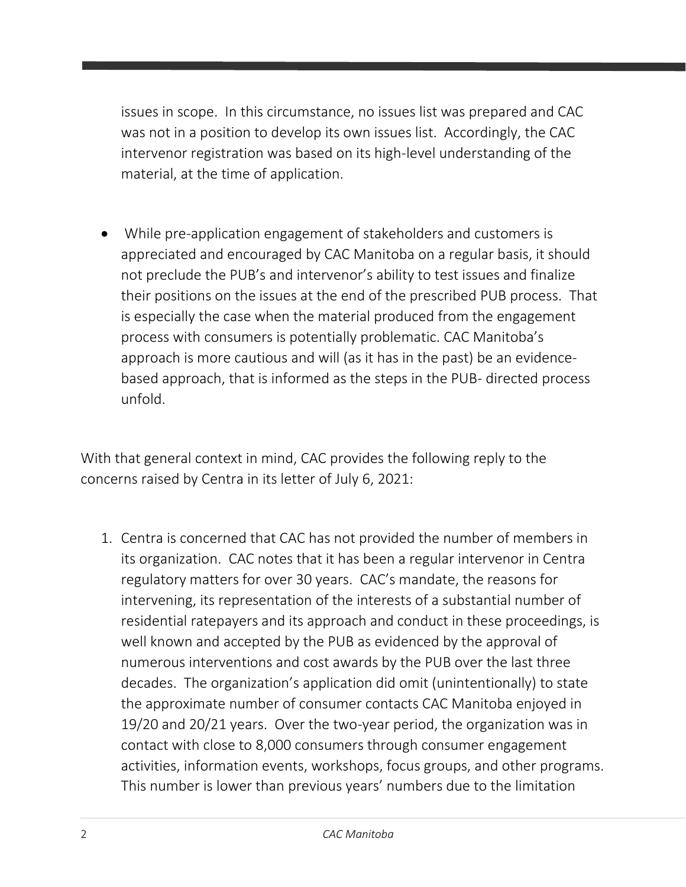issues in scope. In this circumstance, no issues list was prepared and CAC was not in a position to develop its own issues list. Accordingly, the CAC intervenor registration was based on its high-level understanding of the material, at the time of application.

- While pre-application engagement of stakeholders and customers is appreciated and encouraged by CAC Manitoba on a regular basis, it should not preclude the PUB's and intervenor's ability to test issues and finalize their positions on the issues at the end of the prescribed PUB process. That is especially the case when the material produced from the engagement process with consumers is potentially problematic. CAC Manitoba's approach is more cautious and will (as it has in the past) be an evidence-based approach, that is informed as the steps in the PUB- directed process unfold.

With that general context in mind, CAC provides the following reply to the concerns raised by Centra in its letter of July 6, 2021:

1. Centra is concerned that CAC has not provided the number of members in its organization. CAC notes that it has been a regular intervenor in Centra regulatory matters for over 30 years. CAC's mandate, the reasons for intervening, its representation of the interests of a substantial number of residential ratepayers and its approach and conduct in these proceedings, is well known and accepted by the PUB as evidenced by the approval of numerous interventions and cost awards by the PUB over the last three decades. The organization's application did omit (unintentionally) to state the approximate number of consumer contacts CAC Manitoba enjoyed in 19/20 and 20/21 years. Over the two-year period, the organization was in contact with close to 8,000 consumers through consumer engagement activities, information events, workshops, focus groups, and other programs. This number is lower than previous years' numbers due to the limitation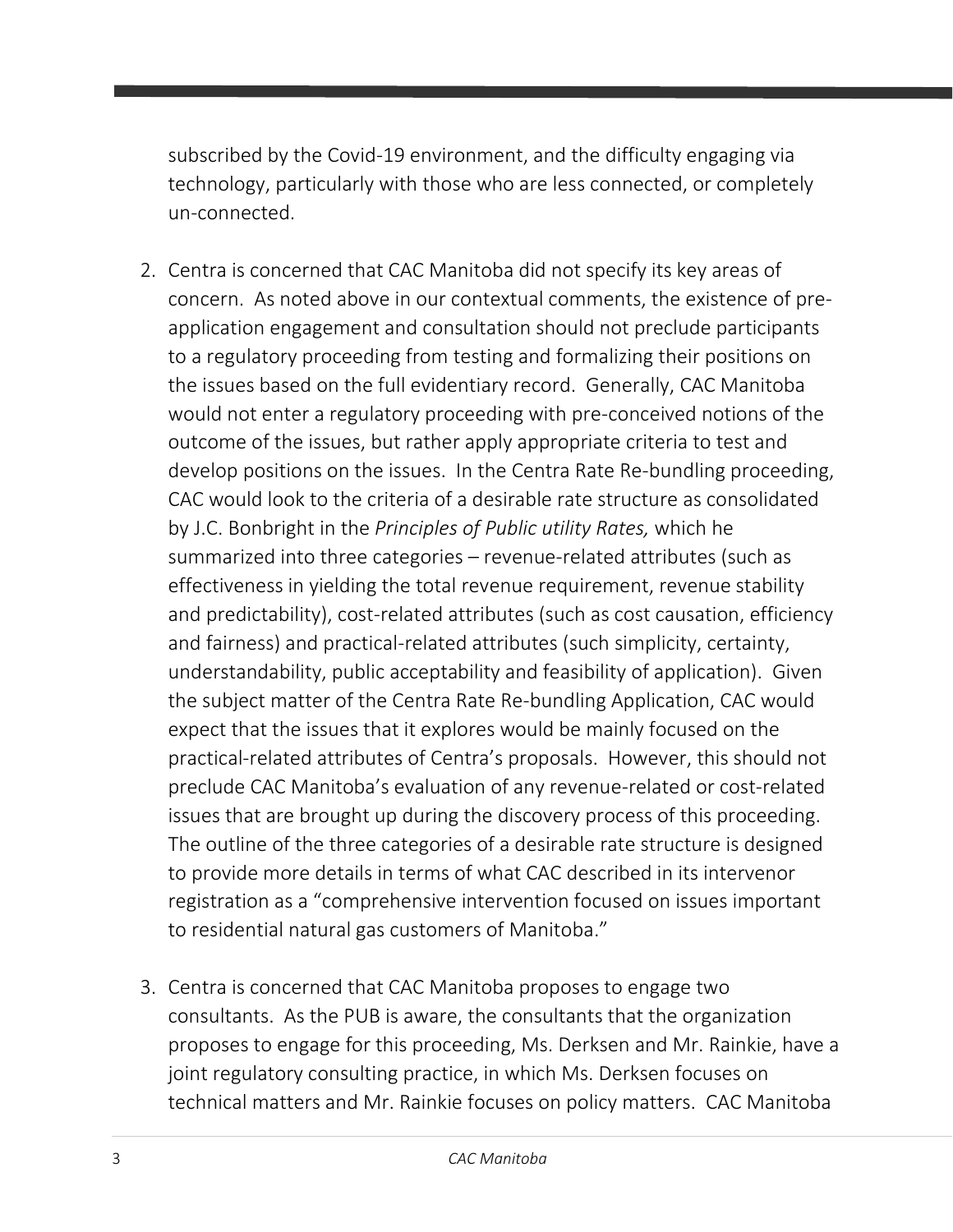subscribed by the Covid-19 environment, and the difficulty engaging via technology, particularly with those who are less connected, or completely un-connected.

2. Centra is concerned that CAC Manitoba did not specify its key areas of concern. As noted above in our contextual comments, the existence of pre-application engagement and consultation should not preclude participants to a regulatory proceeding from testing and formalizing their positions on the issues based on the full evidentiary record. Generally, CAC Manitoba would not enter a regulatory proceeding with pre-conceived notions of the outcome of the issues, but rather apply appropriate criteria to test and develop positions on the issues. In the Centra Rate Re-bundling proceeding, CAC would look to the criteria of a desirable rate structure as consolidated by J.C. Bonbright in the *Principles of Public utility Rates,* which he summarized into three categories – revenue-related attributes (such as effectiveness in yielding the total revenue requirement, revenue stability and predictability), cost-related attributes (such as cost causation, efficiency and fairness) and practical-related attributes (such simplicity, certainty, understandability, public acceptability and feasibility of application). Given the subject matter of the Centra Rate Re-bundling Application, CAC would expect that the issues that it explores would be mainly focused on the practical-related attributes of Centra's proposals. However, this should not preclude CAC Manitoba's evaluation of any revenue-related or cost-related issues that are brought up during the discovery process of this proceeding. The outline of the three categories of a desirable rate structure is designed to provide more details in terms of what CAC described in its intervenor registration as a "comprehensive intervention focused on issues important to residential natural gas customers of Manitoba."

3. Centra is concerned that CAC Manitoba proposes to engage two consultants. As the PUB is aware, the consultants that the organization proposes to engage for this proceeding, Ms. Derksen and Mr. Rainkie, have a joint regulatory consulting practice, in which Ms. Derksen focuses on technical matters and Mr. Rainkie focuses on policy matters. CAC Manitoba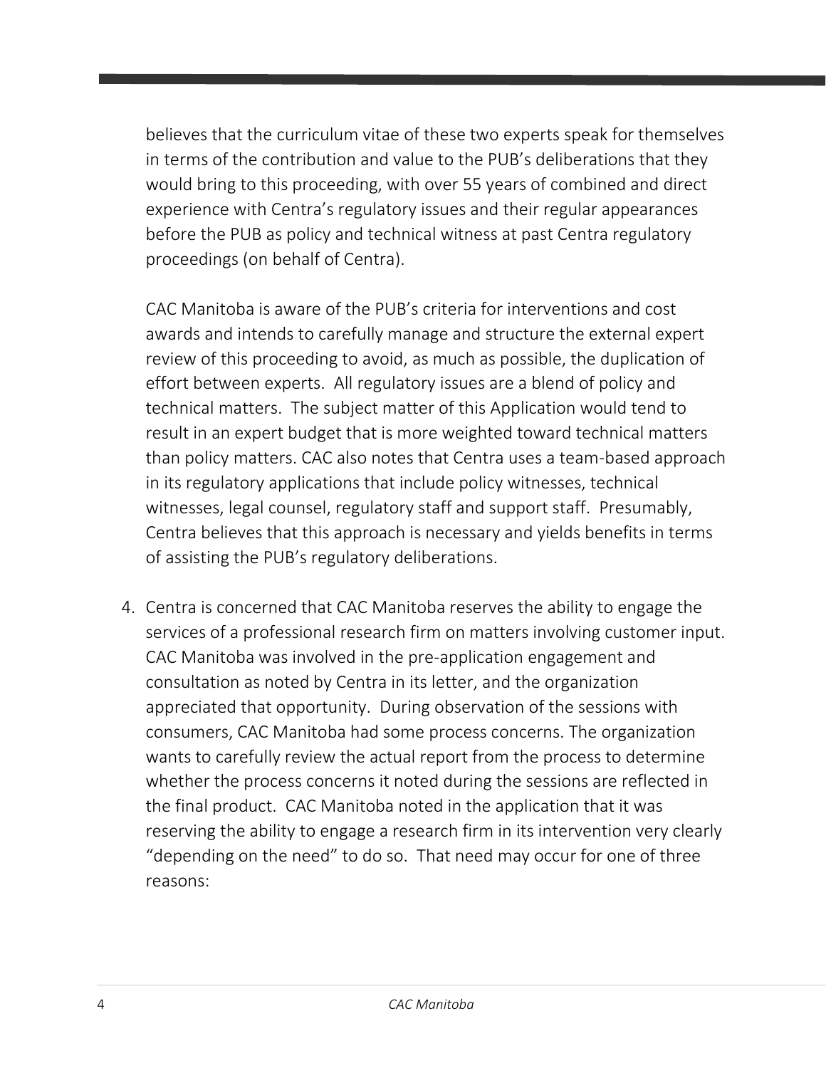believes that the curriculum vitae of these two experts speak for themselves in terms of the contribution and value to the PUB's deliberations that they would bring to this proceeding, with over 55 years of combined and direct experience with Centra's regulatory issues and their regular appearances before the PUB as policy and technical witness at past Centra regulatory proceedings (on behalf of Centra).

CAC Manitoba is aware of the PUB's criteria for interventions and cost awards and intends to carefully manage and structure the external expert review of this proceeding to avoid, as much as possible, the duplication of effort between experts. All regulatory issues are a blend of policy and technical matters. The subject matter of this Application would tend to result in an expert budget that is more weighted toward technical matters than policy matters. CAC also notes that Centra uses a team-based approach in its regulatory applications that include policy witnesses, technical witnesses, legal counsel, regulatory staff and support staff. Presumably, Centra believes that this approach is necessary and yields benefits in terms of assisting the PUB's regulatory deliberations.

4. Centra is concerned that CAC Manitoba reserves the ability to engage the services of a professional research firm on matters involving customer input. CAC Manitoba was involved in the pre-application engagement and consultation as noted by Centra in its letter, and the organization appreciated that opportunity. During observation of the sessions with consumers, CAC Manitoba had some process concerns. The organization wants to carefully review the actual report from the process to determine whether the process concerns it noted during the sessions are reflected in the final product. CAC Manitoba noted in the application that it was reserving the ability to engage a research firm in its intervention very clearly "depending on the need" to do so. That need may occur for one of three reasons: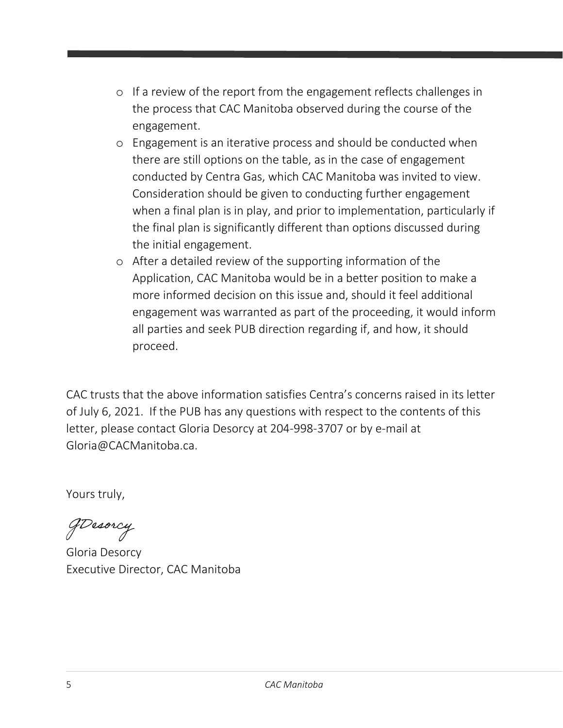- If a review of the report from the engagement reflects challenges in the process that CAC Manitoba observed during the course of the engagement.
- Engagement is an iterative process and should be conducted when there are still options on the table, as in the case of engagement conducted by Centra Gas, which CAC Manitoba was invited to view. Consideration should be given to conducting further engagement when a final plan is in play, and prior to implementation, particularly if the final plan is significantly different than options discussed during the initial engagement.
- After a detailed review of the supporting information of the Application, CAC Manitoba would be in a better position to make a more informed decision on this issue and, should it feel additional engagement was warranted as part of the proceeding, it would inform all parties and seek PUB direction regarding if, and how, it should proceed.

CAC trusts that the above information satisfies Centra's concerns raised in its letter of July 6, 2021. If the PUB has any questions with respect to the contents of this letter, please contact Gloria Desorcy at 204-998-3707 or by e-mail at Gloria@CACManitoba.ca.

Yours truly,

GDesorcy

Gloria Desorcy
Executive Director, CAC Manitoba